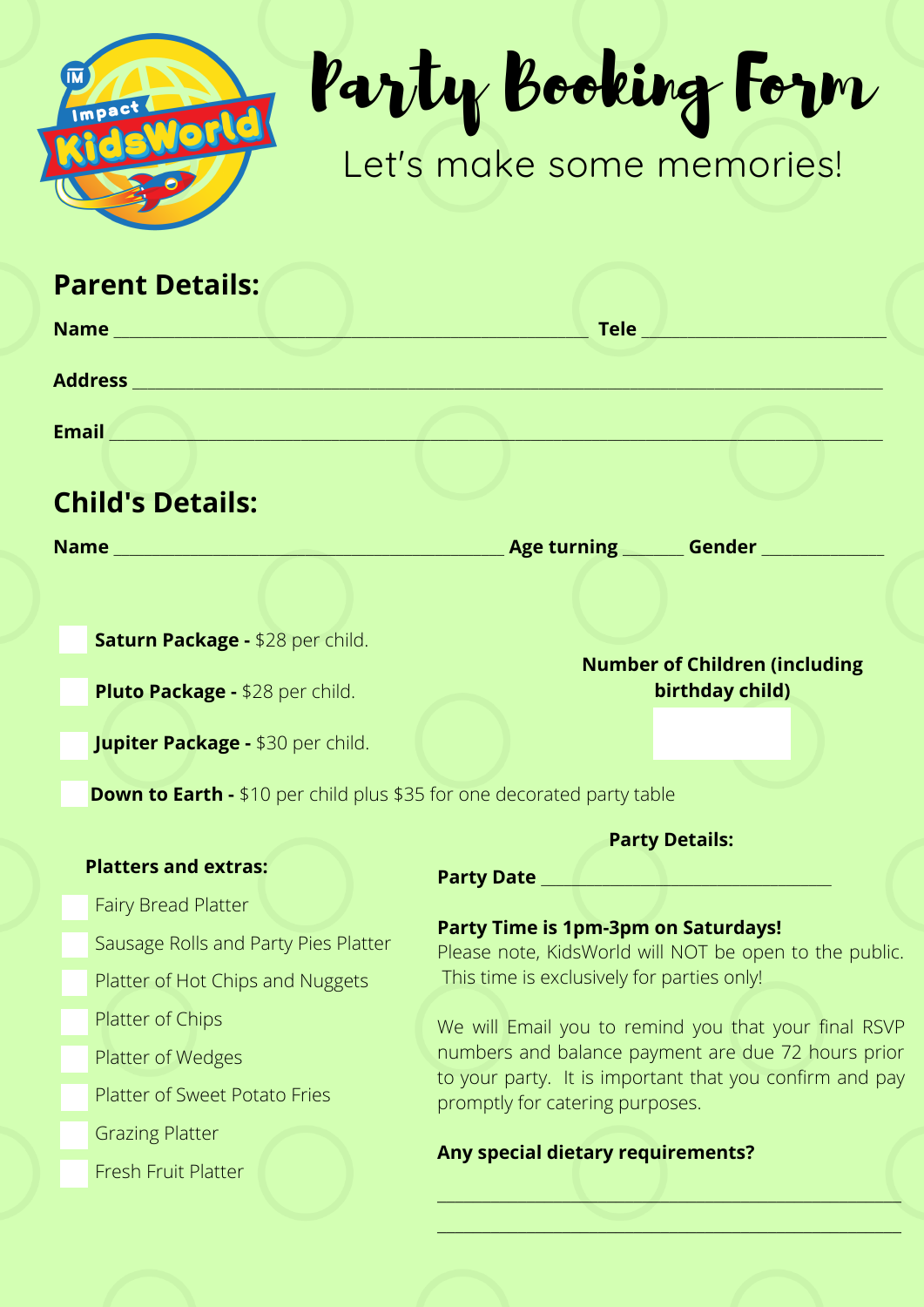# Party Booking Form

Let's make some memories!

## Parent Details:

**Name** ______________________________ **Tele** ______________________

**Address** ______________________________________________________

**Email** ________________________________________________________

## Child's Details:

**Name** ______________________________ **Age turning** ______ **Gender** ____________

- [ ] **Saturn Package -** $28 per child.
- [ ] **Pluto Package -** $28 per child.
- [ ] **Jupiter Package -** $30 per child.
- [ ] **Down to Earth -** $10 per child plus $35 for one decorated party table

**Number of Children (including birthday child)**

**Platters and extras:**

- [ ] Fairy Bread Platter
- [ ] Sausage Rolls and Party Pies Platter
- [ ] Platter of Hot Chips and Nuggets
- [ ] Platter of Chips
- [ ] Platter of Wedges
- [ ] Platter of Sweet Potato Fries
- [ ] Grazing Platter
- [ ] Fresh Fruit Platter

**Party Details:**

**Party Date** ______________________________

**Party Time is 1pm-3pm on Saturdays!**
Please note, KidsWorld will NOT be open to the public. This time is exclusively for parties only!

We will Email you to remind you that your final RSVP numbers and balance payment are due 72 hours prior to your party. It is important that you confirm and pay promptly for catering purposes.

**Any special dietary requirements?**

______________________________________________

______________________________________________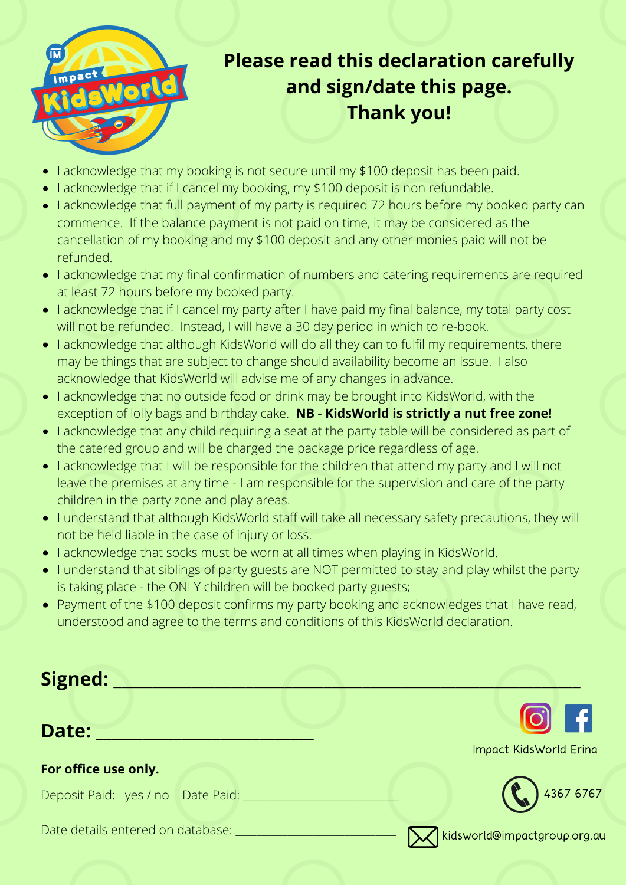# Please read this declaration carefully and sign/date this page. Thank you!

- I acknowledge that my booking is not secure until my $100 deposit has been paid.
- I acknowledge that if I cancel my booking, my $100 deposit is non refundable.
- I acknowledge that full payment of my party is required 72 hours before my booked party can commence. If the balance payment is not paid on time, it may be considered as the cancellation of my booking and my $100 deposit and any other monies paid will not be refunded.
- I acknowledge that my final confirmation of numbers and catering requirements are required at least 72 hours before my booked party.
- I acknowledge that if I cancel my party after I have paid my final balance, my total party cost will not be refunded. Instead, I will have a 30 day period in which to re-book.
- I acknowledge that although KidsWorld will do all they can to fulfil my requirements, there may be things that are subject to change should availability become an issue. I also acknowledge that KidsWorld will advise me of any changes in advance.
- I acknowledge that no outside food or drink may be brought into KidsWorld, with the exception of lolly bags and birthday cake. **NB - KidsWorld is strictly a nut free zone!**
- I acknowledge that any child requiring a seat at the party table will be considered as part of the catered group and will be charged the package price regardless of age.
- I acknowledge that I will be responsible for the children that attend my party and I will not leave the premises at any time - I am responsible for the supervision and care of the party children in the party zone and play areas.
- I understand that although KidsWorld staff will take all necessary safety precautions, they will not be held liable in the case of injury or loss.
- I acknowledge that socks must be worn at all times when playing in KidsWorld.
- I understand that siblings of party guests are NOT permitted to stay and play whilst the party is taking place - the ONLY children will be booked party guests;
- Payment of the $100 deposit confirms my party booking and acknowledges that I have read, understood and agree to the terms and conditions of this KidsWorld declaration.

**Signed:** ____________________________________________

**Date:** ______________________

**For office use only.**

Deposit Paid: yes / no Date Paid: ______________________

Date details entered on database: ______________________

Impact KidsWorld Erina

4367 6767

kidsworld@impactgroup.org.au